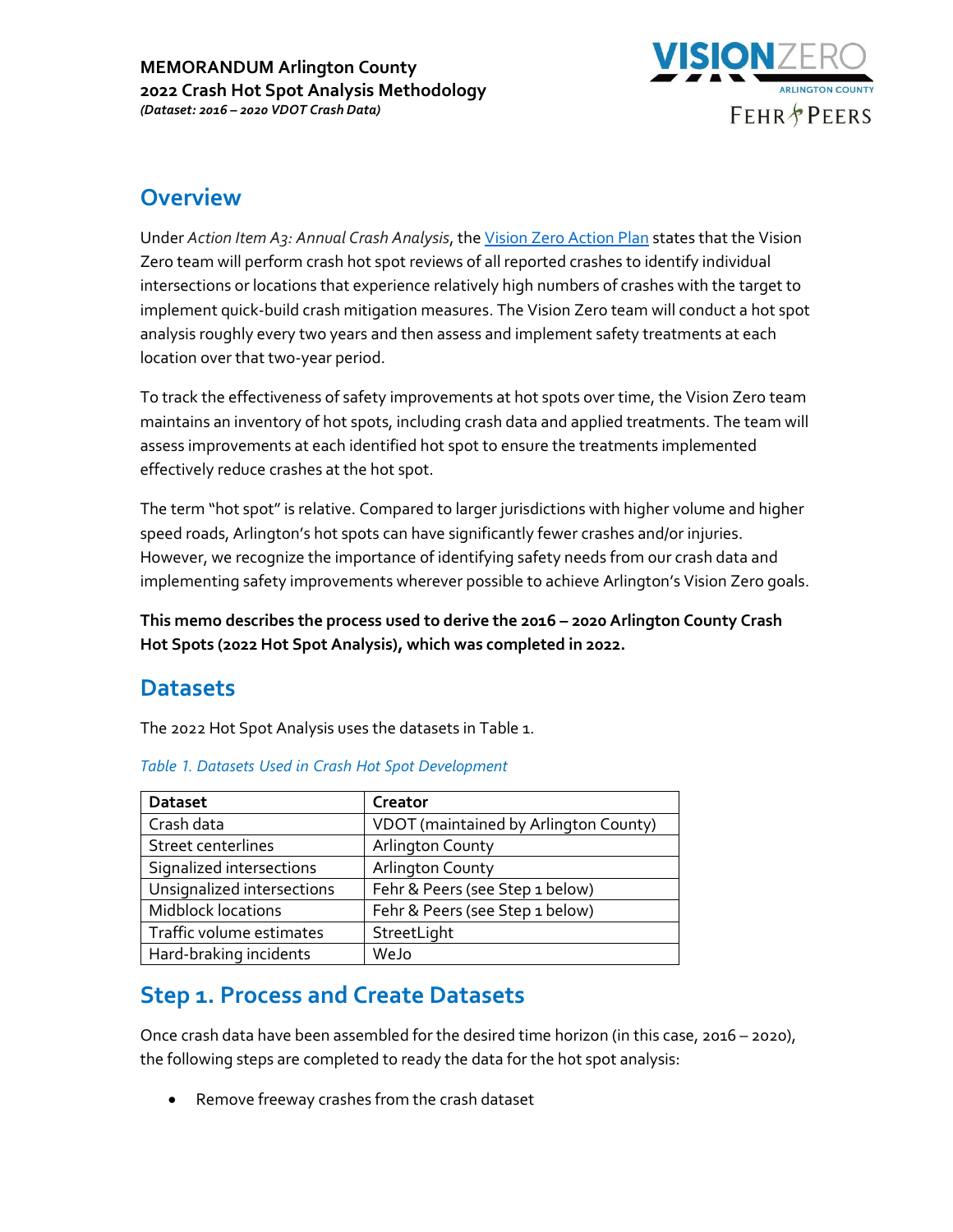**MEMORANDUM Arlington County**
**2022 Crash Hot Spot Analysis Methodology**
***(Dataset: 2016 – 2020 VDOT Crash Data)***

## Overview

Under *Action Item A3: Annual Crash Analysis*, the Vision Zero Action Plan states that the Vision Zero team will perform crash hot spot reviews of all reported crashes to identify individual intersections or locations that experience relatively high numbers of crashes with the target to implement quick-build crash mitigation measures. The Vision Zero team will conduct a hot spot analysis roughly every two years and then assess and implement safety treatments at each location over that two-year period.

To track the effectiveness of safety improvements at hot spots over time, the Vision Zero team maintains an inventory of hot spots, including crash data and applied treatments. The team will assess improvements at each identified hot spot to ensure the treatments implemented effectively reduce crashes at the hot spot.

The term "hot spot" is relative. Compared to larger jurisdictions with higher volume and higher speed roads, Arlington's hot spots can have significantly fewer crashes and/or injuries. However, we recognize the importance of identifying safety needs from our crash data and implementing safety improvements wherever possible to achieve Arlington's Vision Zero goals.

**This memo describes the process used to derive the 2016 – 2020 Arlington County Crash Hot Spots (2022 Hot Spot Analysis), which was completed in 2022.**

## Datasets

The 2022 Hot Spot Analysis uses the datasets in Table 1.

*Table 1. Datasets Used in Crash Hot Spot Development*

| Dataset | Creator |
|---|---|
| Crash data | VDOT (maintained by Arlington County) |
| Street centerlines | Arlington County |
| Signalized intersections | Arlington County |
| Unsignalized intersections | Fehr & Peers (see Step 1 below) |
| Midblock locations | Fehr & Peers (see Step 1 below) |
| Traffic volume estimates | StreetLight |
| Hard-braking incidents | WeJo |

## Step 1. Process and Create Datasets

Once crash data have been assembled for the desired time horizon (in this case, 2016 – 2020), the following steps are completed to ready the data for the hot spot analysis:

- Remove freeway crashes from the crash dataset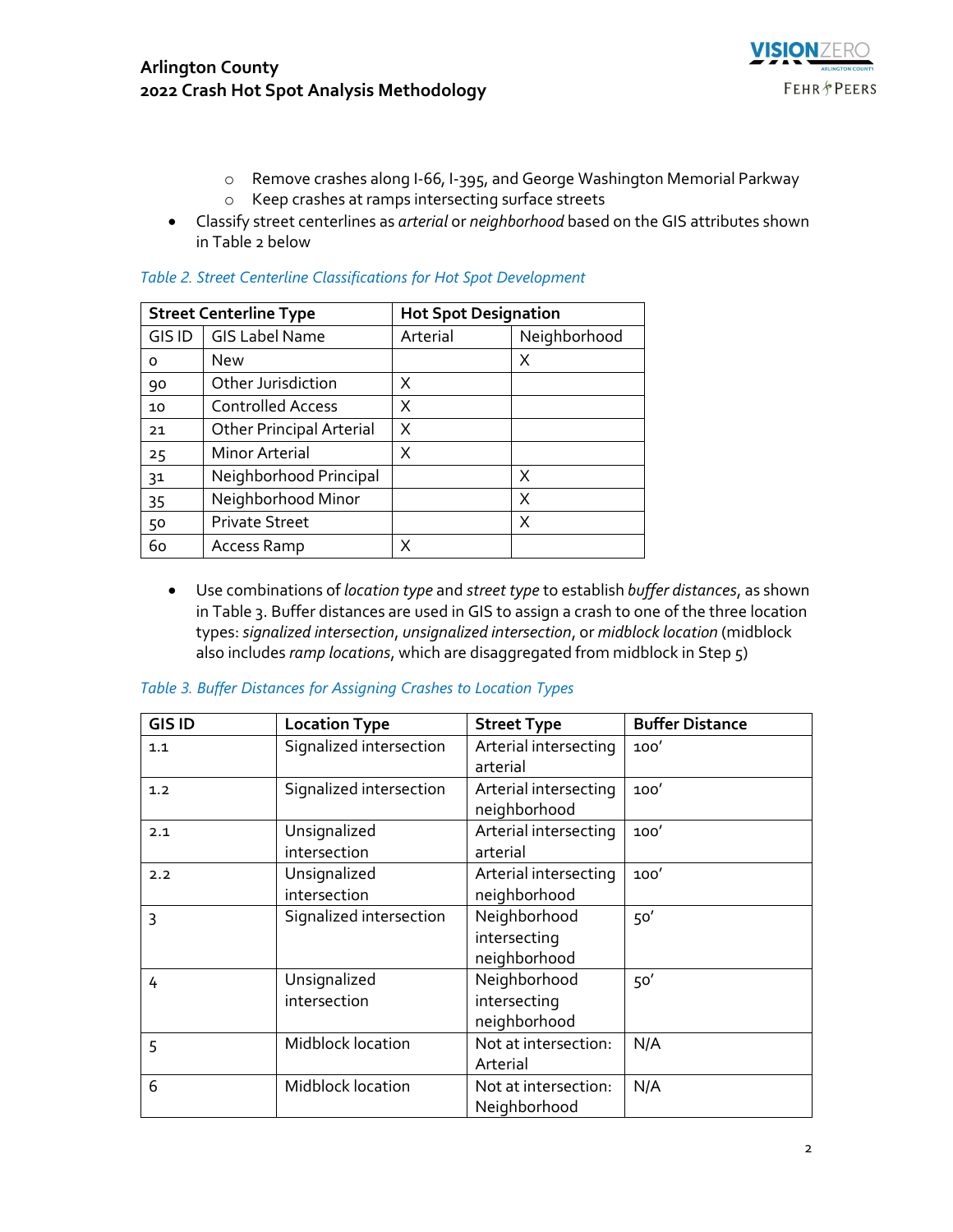- Remove crashes along I-66, I-395, and George Washington Memorial Parkway
  - Keep crashes at ramps intersecting surface streets
- Classify street centerlines as *arterial* or *neighborhood* based on the GIS attributes shown in Table 2 below

*Table 2. Street Centerline Classifications for Hot Spot Development*

| Street Centerline Type | | Hot Spot Designation | |
|---|---|---|---|
| GIS ID | GIS Label Name | Arterial | Neighborhood |
| 0 | New | | X |
| 90 | Other Jurisdiction | X | |
| 10 | Controlled Access | X | |
| 21 | Other Principal Arterial | X | |
| 25 | Minor Arterial | X | |
| 31 | Neighborhood Principal | | X |
| 35 | Neighborhood Minor | | X |
| 50 | Private Street | | X |
| 60 | Access Ramp | X | |

- Use combinations of *location type* and *street type* to establish *buffer distances*, as shown in Table 3. Buffer distances are used in GIS to assign a crash to one of the three location types: *signalized intersection*, *unsignalized intersection*, or *midblock location* (midblock also includes *ramp locations*, which are disaggregated from midblock in Step 5)

*Table 3. Buffer Distances for Assigning Crashes to Location Types*

| GIS ID | Location Type | Street Type | Buffer Distance |
|---|---|---|---|
| 1.1 | Signalized intersection | Arterial intersecting arterial | 100′ |
| 1.2 | Signalized intersection | Arterial intersecting neighborhood | 100′ |
| 2.1 | Unsignalized intersection | Arterial intersecting arterial | 100′ |
| 2.2 | Unsignalized intersection | Arterial intersecting neighborhood | 100′ |
| 3 | Signalized intersection | Neighborhood intersecting neighborhood | 50′ |
| 4 | Unsignalized intersection | Neighborhood intersecting neighborhood | 50′ |
| 5 | Midblock location | Not at intersection: Arterial | N/A |
| 6 | Midblock location | Not at intersection: Neighborhood | N/A |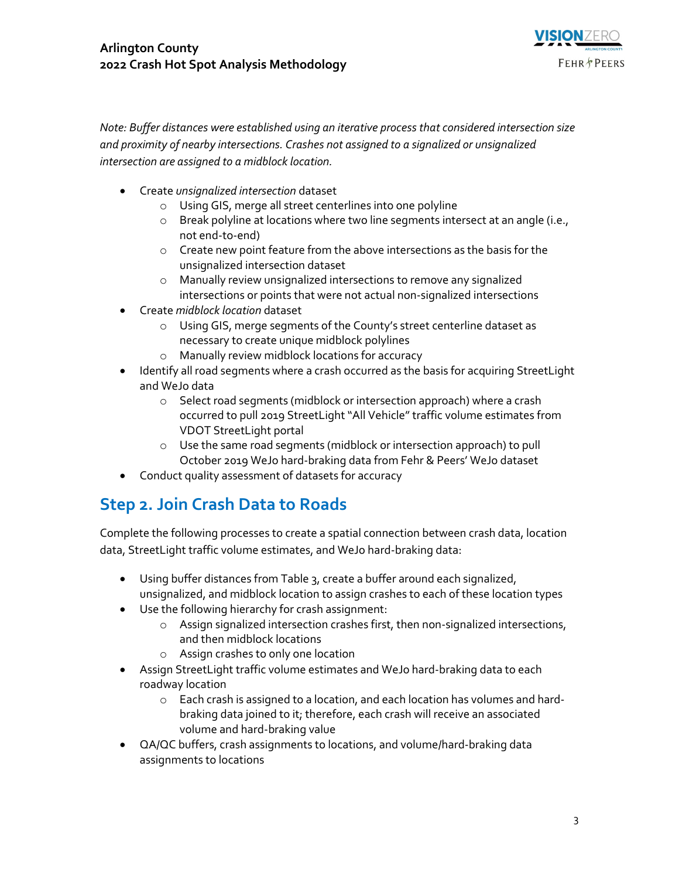*Note: Buffer distances were established using an iterative process that considered intersection size and proximity of nearby intersections. Crashes not assigned to a signalized or unsignalized intersection are assigned to a midblock location.*

- Create *unsignalized intersection* dataset
  - Using GIS, merge all street centerlines into one polyline
  - Break polyline at locations where two line segments intersect at an angle (i.e., not end-to-end)
  - Create new point feature from the above intersections as the basis for the unsignalized intersection dataset
  - Manually review unsignalized intersections to remove any signalized intersections or points that were not actual non-signalized intersections
- Create *midblock location* dataset
  - Using GIS, merge segments of the County's street centerline dataset as necessary to create unique midblock polylines
  - Manually review midblock locations for accuracy
- Identify all road segments where a crash occurred as the basis for acquiring StreetLight and WeJo data
  - Select road segments (midblock or intersection approach) where a crash occurred to pull 2019 StreetLight "All Vehicle" traffic volume estimates from VDOT StreetLight portal
  - Use the same road segments (midblock or intersection approach) to pull October 2019 WeJo hard-braking data from Fehr & Peers' WeJo dataset
- Conduct quality assessment of datasets for accuracy

## Step 2. Join Crash Data to Roads

Complete the following processes to create a spatial connection between crash data, location data, StreetLight traffic volume estimates, and WeJo hard-braking data:

- Using buffer distances from Table 3, create a buffer around each signalized, unsignalized, and midblock location to assign crashes to each of these location types
- Use the following hierarchy for crash assignment:
  - Assign signalized intersection crashes first, then non-signalized intersections, and then midblock locations
  - Assign crashes to only one location
- Assign StreetLight traffic volume estimates and WeJo hard-braking data to each roadway location
  - Each crash is assigned to a location, and each location has volumes and hard-braking data joined to it; therefore, each crash will receive an associated volume and hard-braking value
- QA/QC buffers, crash assignments to locations, and volume/hard-braking data assignments to locations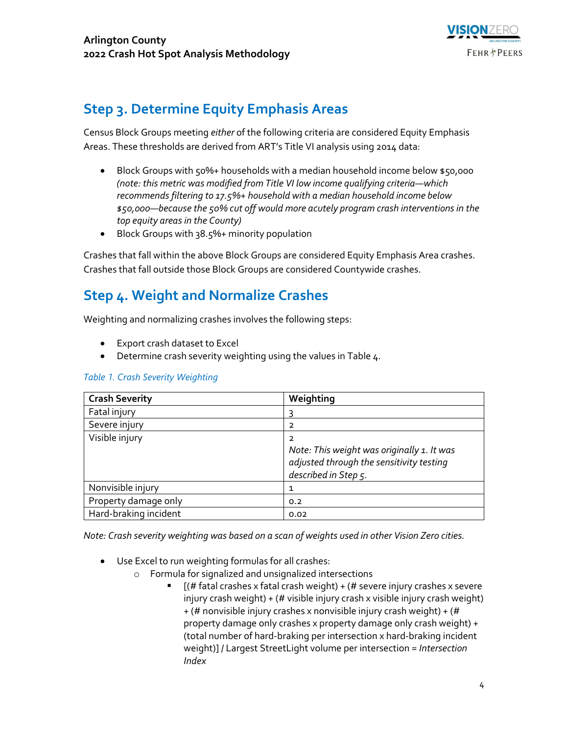## Step 3. Determine Equity Emphasis Areas

Census Block Groups meeting *either* of the following criteria are considered Equity Emphasis Areas. These thresholds are derived from ART's Title VI analysis using 2014 data:

- Block Groups with 50%+ households with a median household income below $50,000 *(note: this metric was modified from Title VI low income qualifying criteria—which recommends filtering to 17.5%+ household with a median household income below $50,000—because the 50% cut off would more acutely program crash interventions in the top equity areas in the County)*
- Block Groups with 38.5%+ minority population

Crashes that fall within the above Block Groups are considered Equity Emphasis Area crashes. Crashes that fall outside those Block Groups are considered Countywide crashes.

## Step 4. Weight and Normalize Crashes

Weighting and normalizing crashes involves the following steps:

- Export crash dataset to Excel
- Determine crash severity weighting using the values in Table 4.

*Table 1. Crash Severity Weighting*

| Crash Severity | Weighting |
|---|---|
| Fatal injury | 3 |
| Severe injury | 2 |
| Visible injury | 2<br>*Note: This weight was originally 1. It was adjusted through the sensitivity testing described in Step 5.* |
| Nonvisible injury | 1 |
| Property damage only | 0.2 |
| Hard-braking incident | 0.02 |

*Note: Crash severity weighting was based on a scan of weights used in other Vision Zero cities.*

- Use Excel to run weighting formulas for all crashes:
  - Formula for signalized and unsignalized intersections
    - [(# fatal crashes x fatal crash weight) + (# severe injury crashes x severe injury crash weight) + (# visible injury crash x visible injury crash weight) + (# nonvisible injury crashes x nonvisible injury crash weight) + (# property damage only crashes x property damage only crash weight) + (total number of hard-braking per intersection x hard-braking incident weight)] / Largest StreetLight volume per intersection = *Intersection Index*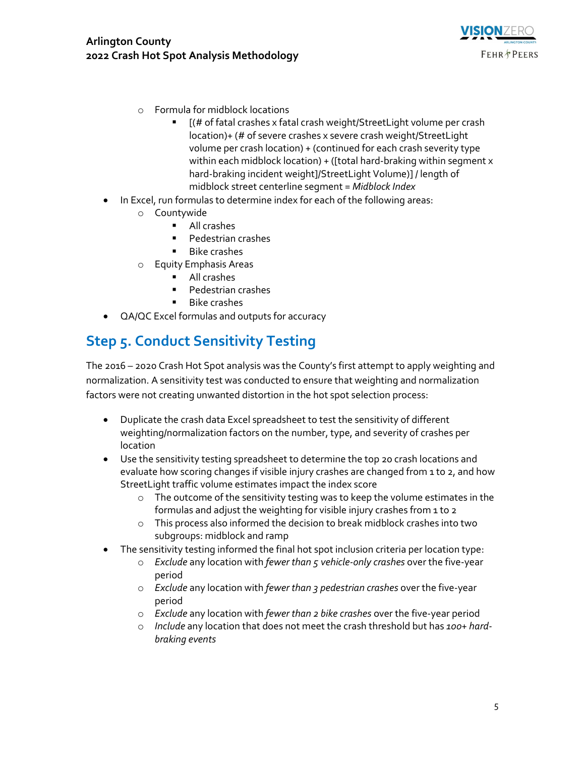- Formula for midblock locations
  - [(# of fatal crashes x fatal crash weight/StreetLight volume per crash location)+ (# of severe crashes x severe crash weight/StreetLight volume per crash location) + (continued for each crash severity type within each midblock location) + ([total hard-braking within segment x hard-braking incident weight]/StreetLight Volume)] / length of midblock street centerline segment = *Midblock Index*
- In Excel, run formulas to determine index for each of the following areas:
  - Countywide
    - All crashes
    - Pedestrian crashes
    - Bike crashes
  - Equity Emphasis Areas
    - All crashes
    - Pedestrian crashes
    - Bike crashes
- QA/QC Excel formulas and outputs for accuracy

## Step 5. Conduct Sensitivity Testing

The 2016 – 2020 Crash Hot Spot analysis was the County's first attempt to apply weighting and normalization. A sensitivity test was conducted to ensure that weighting and normalization factors were not creating unwanted distortion in the hot spot selection process:

- Duplicate the crash data Excel spreadsheet to test the sensitivity of different weighting/normalization factors on the number, type, and severity of crashes per location
- Use the sensitivity testing spreadsheet to determine the top 20 crash locations and evaluate how scoring changes if visible injury crashes are changed from 1 to 2, and how StreetLight traffic volume estimates impact the index score
  - The outcome of the sensitivity testing was to keep the volume estimates in the formulas and adjust the weighting for visible injury crashes from 1 to 2
  - This process also informed the decision to break midblock crashes into two subgroups: midblock and ramp
- The sensitivity testing informed the final hot spot inclusion criteria per location type:
  - *Exclude* any location with *fewer than 5 vehicle-only crashes* over the five-year period
  - *Exclude* any location with *fewer than 3 pedestrian crashes* over the five-year period
  - *Exclude* any location with *fewer than 2 bike crashes* over the five-year period
  - *Include* any location that does not meet the crash threshold but has *100+ hard-braking events*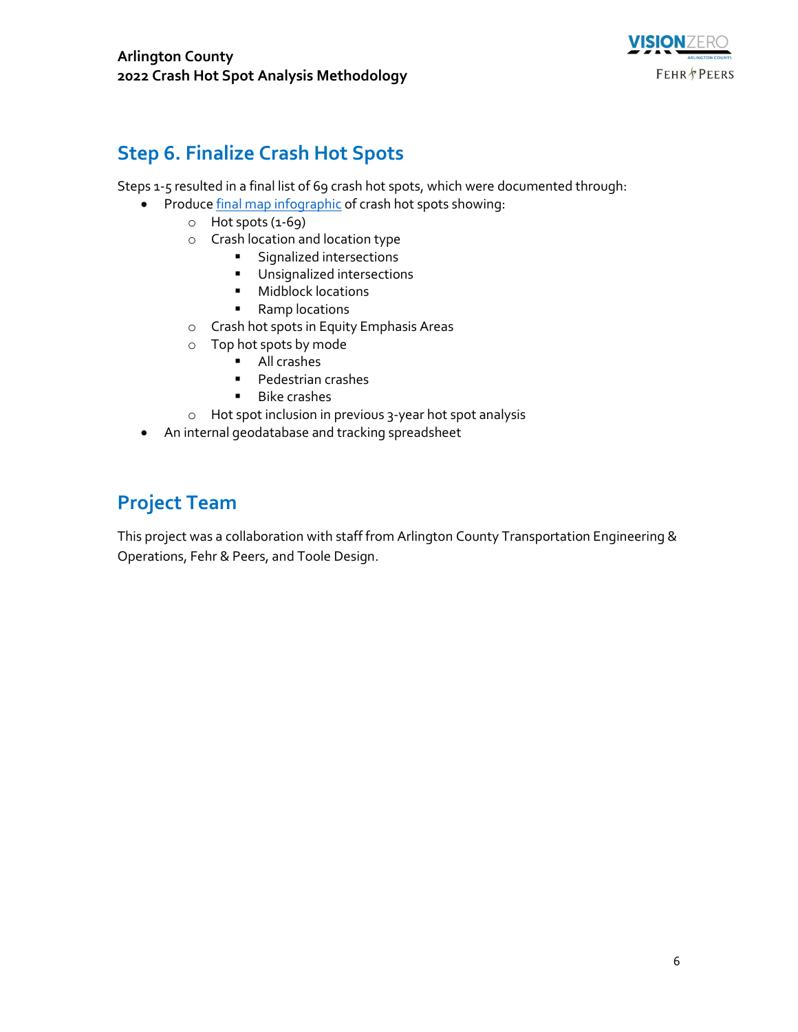## Step 6. Finalize Crash Hot Spots

Steps 1-5 resulted in a final list of 69 crash hot spots, which were documented through:

- Produce final map infographic of crash hot spots showing:
  - Hot spots (1-69)
  - Crash location and location type
    - Signalized intersections
    - Unsignalized intersections
    - Midblock locations
    - Ramp locations
  - Crash hot spots in Equity Emphasis Areas
  - Top hot spots by mode
    - All crashes
    - Pedestrian crashes
    - Bike crashes
  - Hot spot inclusion in previous 3-year hot spot analysis
- An internal geodatabase and tracking spreadsheet

## Project Team

This project was a collaboration with staff from Arlington County Transportation Engineering & Operations, Fehr & Peers, and Toole Design.